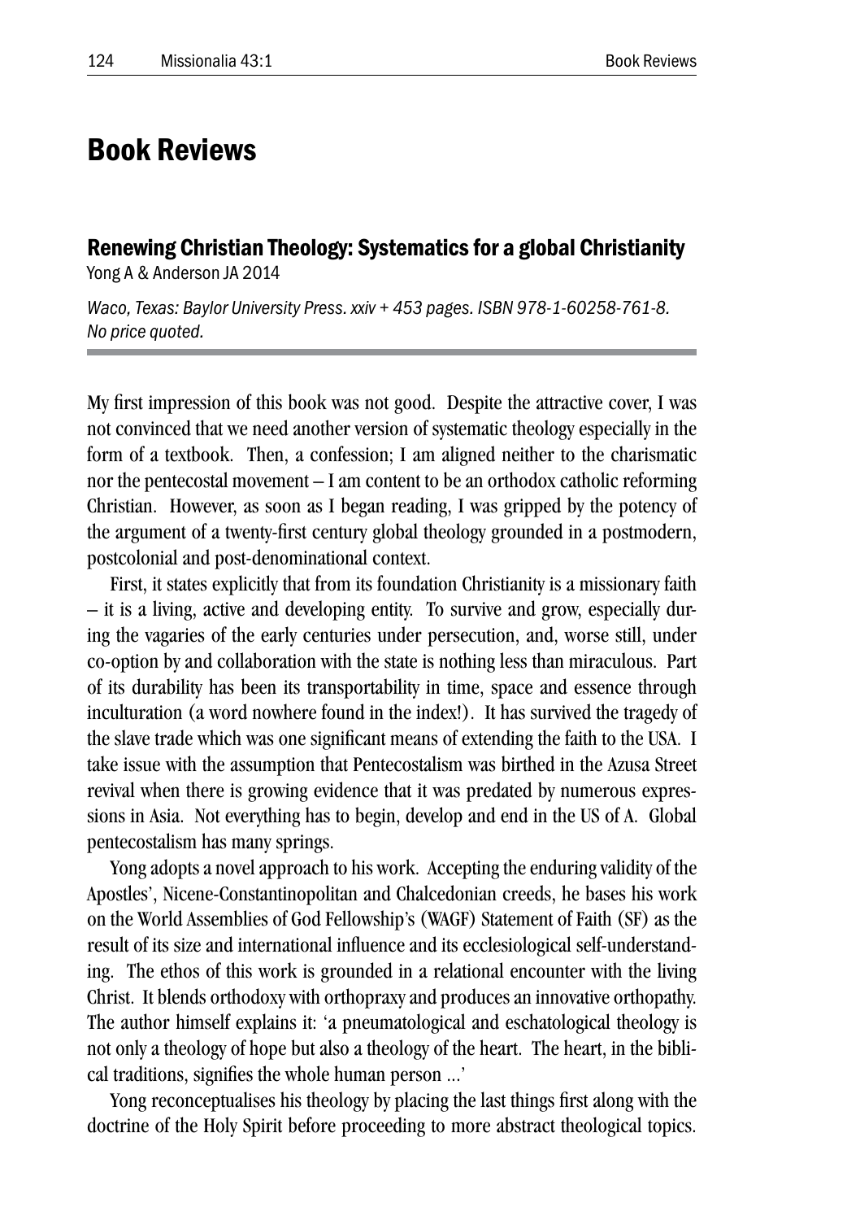# Book Reviews

## Renewing Christian Theology: Systematics for a global Christianity

Yong A & Anderson JA 2014

*Waco, Texas: Baylor University Press. xxiv + 453 pages. ISBN 978-1-60258-761-8. No price quoted.*

My first impression of this book was not good. Despite the attractive cover, I was not convinced that we need another version of systematic theology especially in the form of a textbook. Then, a confession; I am aligned neither to the charismatic nor the pentecostal movement – I am content to be an orthodox catholic reforming Christian. However, as soon as I began reading, I was gripped by the potency of the argument of a twenty-first century global theology grounded in a postmodern, postcolonial and post-denominational context.

First, it states explicitly that from its foundation Christianity is a missionary faith – it is a living, active and developing entity. To survive and grow, especially during the vagaries of the early centuries under persecution, and, worse still, under co-option by and collaboration with the state is nothing less than miraculous. Part of its durability has been its transportability in time, space and essence through inculturation (a word nowhere found in the index!). It has survived the tragedy of the slave trade which was one significant means of extending the faith to the USA. I take issue with the assumption that Pentecostalism was birthed in the Azusa Street revival when there is growing evidence that it was predated by numerous expressions in Asia. Not everything has to begin, develop and end in the US of A. Global pentecostalism has many springs.

Yong adopts a novel approach to his work. Accepting the enduring validity of the Apostles', Nicene-Constantinopolitan and Chalcedonian creeds, he bases his work on the World Assemblies of God Fellowship's (WAGF) Statement of Faith (SF) as the result of its size and international influence and its ecclesiological self-understanding. The ethos of this work is grounded in a relational encounter with the living Christ. It blends orthodoxy with orthopraxy and produces an innovative orthopathy. The author himself explains it: 'a pneumatological and eschatological theology is not only a theology of hope but also a theology of the heart. The heart, in the biblical traditions, signifies the whole human person ...'

Yong reconceptualises his theology by placing the last things first along with the doctrine of the Holy Spirit before proceeding to more abstract theological topics.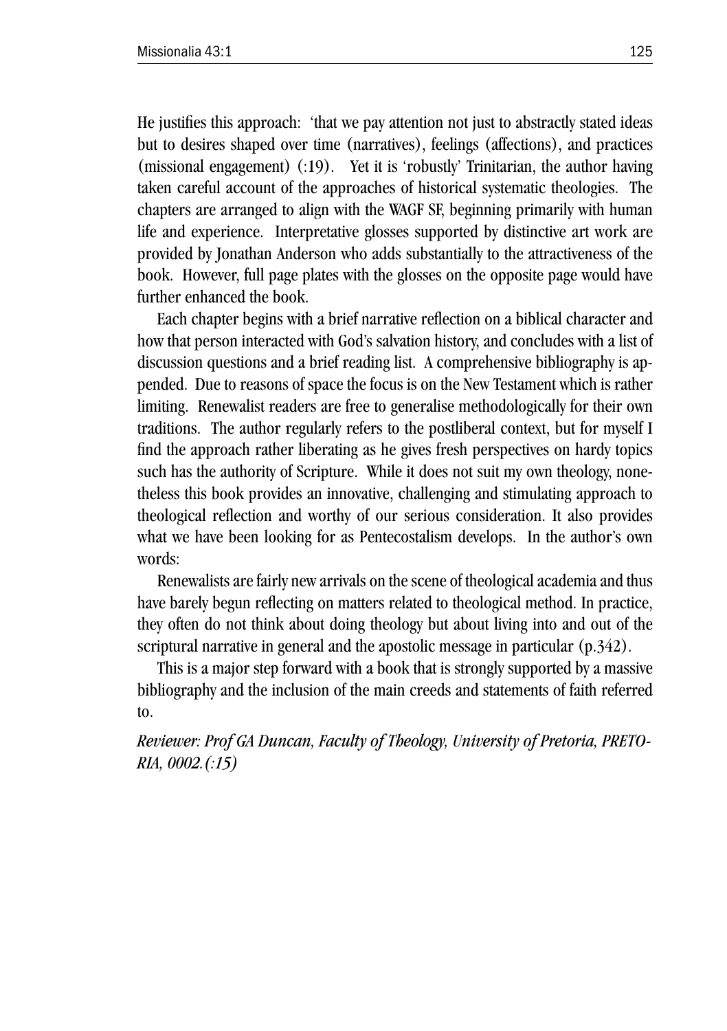He justifies this approach: 'that we pay attention not just to abstractly stated ideas but to desires shaped over time (narratives), feelings (affections), and practices (missional engagement) (:19). Yet it is 'robustly' Trinitarian, the author having taken careful account of the approaches of historical systematic theologies. The chapters are arranged to align with the WAGF SF, beginning primarily with human life and experience. Interpretative glosses supported by distinctive art work are provided by Jonathan Anderson who adds substantially to the attractiveness of the book. However, full page plates with the glosses on the opposite page would have further enhanced the book.

Each chapter begins with a brief narrative reflection on a biblical character and how that person interacted with God's salvation history, and concludes with a list of discussion questions and a brief reading list. A comprehensive bibliography is appended. Due to reasons of space the focus is on the New Testament which is rather limiting. Renewalist readers are free to generalise methodologically for their own traditions. The author regularly refers to the postliberal context, but for myself I find the approach rather liberating as he gives fresh perspectives on hardy topics such has the authority of Scripture. While it does not suit my own theology, nonetheless this book provides an innovative, challenging and stimulating approach to theological reflection and worthy of our serious consideration. It also provides what we have been looking for as Pentecostalism develops. In the author's own words:

Renewalists are fairly new arrivals on the scene of theological academia and thus have barely begun reflecting on matters related to theological method. In practice, they often do not think about doing theology but about living into and out of the scriptural narrative in general and the apostolic message in particular (p.342).

This is a major step forward with a book that is strongly supported by a massive bibliography and the inclusion of the main creeds and statements of faith referred to.

*Reviewer: Prof GA Duncan, Faculty of Theology, University of Pretoria, PRETORIA, 0002.(:15)*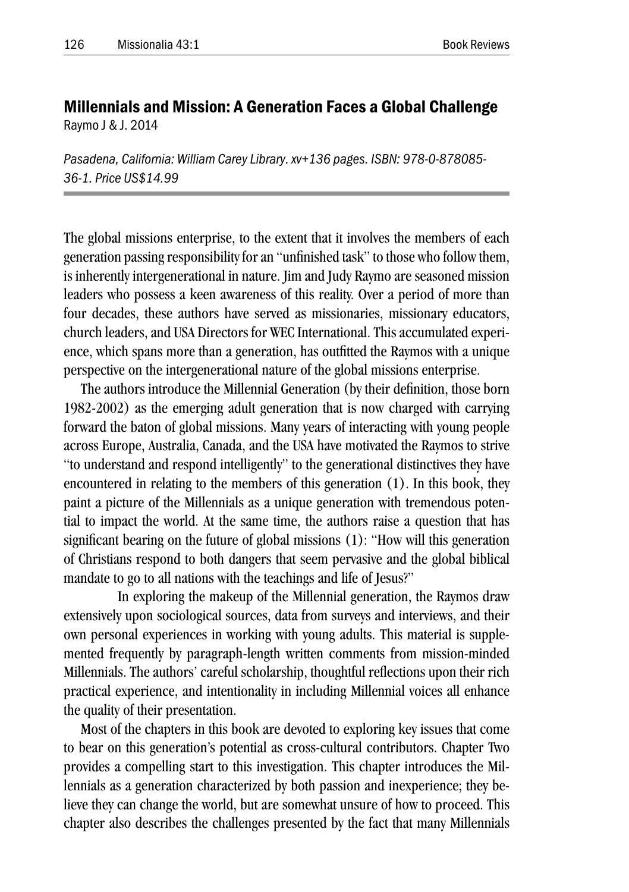## Millennials and Mission: A Generation Faces a Global Challenge

Raymo J & J. 2014

*Pasadena, California: William Carey Library. xv+136 pages. ISBN: 978-0-878085-36-1. Price US$14.99*

The global missions enterprise, to the extent that it involves the members of each generation passing responsibility for an "unfinished task" to those who follow them, is inherently intergenerational in nature. Jim and Judy Raymo are seasoned mission leaders who possess a keen awareness of this reality. Over a period of more than four decades, these authors have served as missionaries, missionary educators, church leaders, and USA Directors for WEC International. This accumulated experience, which spans more than a generation, has outfitted the Raymos with a unique perspective on the intergenerational nature of the global missions enterprise.

The authors introduce the Millennial Generation (by their definition, those born 1982-2002) as the emerging adult generation that is now charged with carrying forward the baton of global missions. Many years of interacting with young people across Europe, Australia, Canada, and the USA have motivated the Raymos to strive "to understand and respond intelligently" to the generational distinctives they have encountered in relating to the members of this generation (1). In this book, they paint a picture of the Millennials as a unique generation with tremendous potential to impact the world. At the same time, the authors raise a question that has significant bearing on the future of global missions (1): "How will this generation of Christians respond to both dangers that seem pervasive and the global biblical mandate to go to all nations with the teachings and life of Jesus?"

In exploring the makeup of the Millennial generation, the Raymos draw extensively upon sociological sources, data from surveys and interviews, and their own personal experiences in working with young adults. This material is supplemented frequently by paragraph-length written comments from mission-minded Millennials. The authors' careful scholarship, thoughtful reflections upon their rich practical experience, and intentionality in including Millennial voices all enhance the quality of their presentation.

Most of the chapters in this book are devoted to exploring key issues that come to bear on this generation's potential as cross-cultural contributors. Chapter Two provides a compelling start to this investigation. This chapter introduces the Millennials as a generation characterized by both passion and inexperience; they believe they can change the world, but are somewhat unsure of how to proceed. This chapter also describes the challenges presented by the fact that many Millennials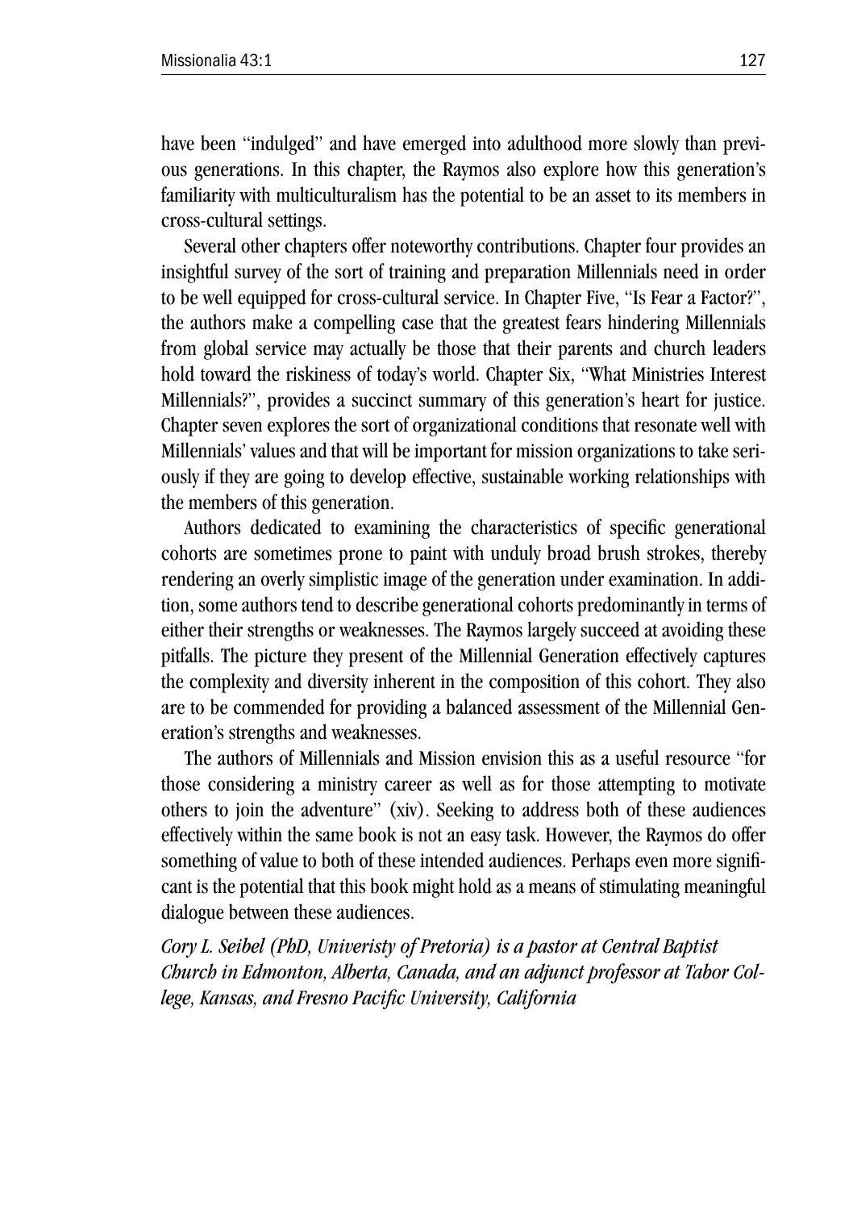have been "indulged" and have emerged into adulthood more slowly than previous generations. In this chapter, the Raymos also explore how this generation's familiarity with multiculturalism has the potential to be an asset to its members in cross-cultural settings.

Several other chapters offer noteworthy contributions. Chapter four provides an insightful survey of the sort of training and preparation Millennials need in order to be well equipped for cross-cultural service. In Chapter Five, "Is Fear a Factor?", the authors make a compelling case that the greatest fears hindering Millennials from global service may actually be those that their parents and church leaders hold toward the riskiness of today's world. Chapter Six, "What Ministries Interest Millennials?", provides a succinct summary of this generation's heart for justice. Chapter seven explores the sort of organizational conditions that resonate well with Millennials' values and that will be important for mission organizations to take seriously if they are going to develop effective, sustainable working relationships with the members of this generation.

Authors dedicated to examining the characteristics of specific generational cohorts are sometimes prone to paint with unduly broad brush strokes, thereby rendering an overly simplistic image of the generation under examination. In addition, some authors tend to describe generational cohorts predominantly in terms of either their strengths or weaknesses. The Raymos largely succeed at avoiding these pitfalls. The picture they present of the Millennial Generation effectively captures the complexity and diversity inherent in the composition of this cohort. They also are to be commended for providing a balanced assessment of the Millennial Generation's strengths and weaknesses.

The authors of Millennials and Mission envision this as a useful resource "for those considering a ministry career as well as for those attempting to motivate others to join the adventure" (xiv). Seeking to address both of these audiences effectively within the same book is not an easy task. However, the Raymos do offer something of value to both of these intended audiences. Perhaps even more significant is the potential that this book might hold as a means of stimulating meaningful dialogue between these audiences.

*Cory L. Seibel (PhD, Univeristy of Pretoria) is a pastor at Central Baptist Church in Edmonton, Alberta, Canada, and an adjunct professor at Tabor College, Kansas, and Fresno Pacific University, California*